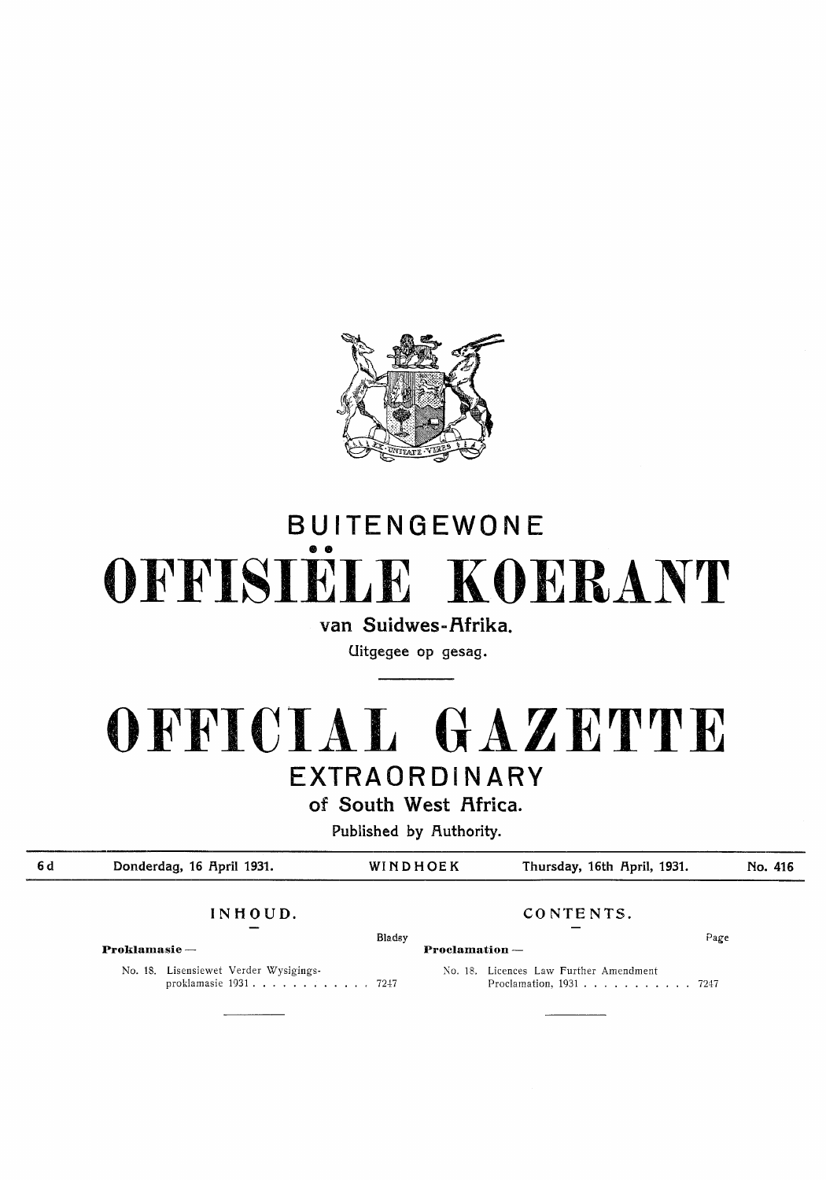# BUITENGEWONE

# OFFISIËLE KOERANT

**van Suidwes-Afrika.**

Uitgegee op gesag.

# OFFICIAL GAZETTE

# EXTRAORDINARY

**of South West Africa.**

Published by Authority.

| 6 d | Donderdag, 16 April 1931. | WINDHOEK | Thursday, 16th April, 1931. | No. 416 |
|---|---|---|---|---|

## INHOUD.

| | Bladsy |
|---|---|
| **Proklamasie** — | |
| No. 18. Lisensiewet Verder Wysigingsproklamasie 1931 | 7247 |

## CONTENTS.

| | Page |
|---|---|
| **Proclamation** — | |
| No. 18. Licences Law Further Amendment Proclamation, 1931 | 7247 |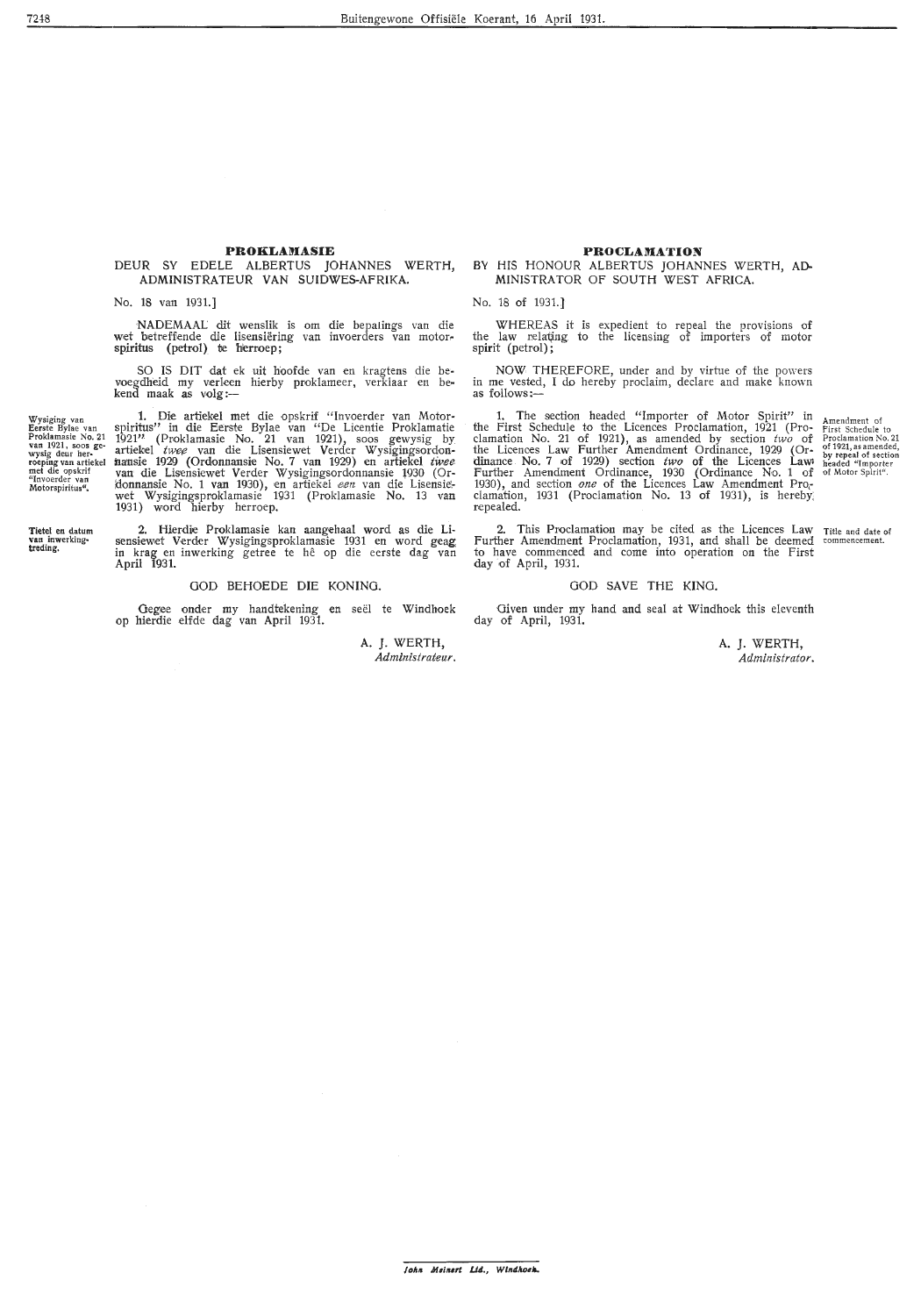# PROKLAMASIE

DEUR SY EDELE ALBERTUS JOHANNES WERTH, ADMINISTRATEUR VAN SUIDWES-AFRIKA.

No. 18 van 1931.]

NADEMAAL dit wenslik is om die bepalings van die wet betreffende die lisensiëring van invoerders van motor-spiritus (petrol) te herroep;

SO IS DIT dat ek uit hoofde van en kragtens die bevoegdheid my verleen hierby proklameer, verklaar en bekend maak as volg:—

*Wysiging van Eerste Bylae van Proklamasie No. 21 van 1921, soos gewysig deur herroeping van artiekel met die opskrif "Invoerder van Motorspiritus".*

1. Die artiekel met die opskrif "Invoerder van Motorspiritus" in die Eerste Bylae van "De Licentie Proklamatie 1921" (Proklamasie No. 21 van 1921), soos gewysig by artiekel *twee* van die Lisensiewet Verder Wysigingsordonnansie 1929 (Ordonnansie No. 7 van 1929) en artiekel *twee* van die Lisensiewet Verder Wysigingsordonnansie 1930 (Ordonnansie No. 1 van 1930), en artiekel *een* van die Lisensiewet Wysigingsproklamasie 1931 (Proklamasie No. 13 van 1931) word hierby herroep.

*Tietel en datum van inwerkingtreding.*

2. Hierdie Proklamasie kan aangehaal word as die Lisensiewet Verder Wysigingsproklamasie 1931 en word geag in krag en inwerking getree te hê op die eerste dag van April 1931.

GOD BEHOEDE DIE KONING.

Gegee onder my handtekening en seël te Windhoek op hierdie elfde dag van April 1931.

A. J. WERTH,
*Administrateur.*

# PROCLAMATION

BY HIS HONOUR ALBERTUS JOHANNES WERTH, ADMINISTRATOR OF SOUTH WEST AFRICA.

No. 18 of 1931.]

WHEREAS it is expedient to repeal the provisions of the law relating to the licensing of importers of motor spirit (petrol);

NOW THEREFORE, under and by virtue of the powers in me vested, I do hereby proclaim, declare and make known as follows:—

*Amendment of First Schedule to Proclamation No. 21 of 1921, as amended, by repeal of section headed "Importer of Motor Spirit".*

1. The section headed "Importer of Motor Spirit" in the First Schedule to the Licences Proclamation, 1921 (Proclamation No. 21 of 1921), as amended by section *two* of the Licences Law Further Amendment Ordinance, 1929 (Ordinance No. 7 of 1929) section *two* of the Licences Law Further Amendment Ordinance, 1930 (Ordinance No. 1 of 1930), and section *one* of the Licences Law Amendment Proclamation, 1931 (Proclamation No. 13 of 1931), is hereby repealed.

*Title and date of commencement.*

2. This Proclamation may be cited as the Licences Law Further Amendment Proclamation, 1931, and shall be deemed to have commenced and come into operation on the First day of April, 1931.

GOD SAVE THE KING.

Given under my hand and seal at Windhoek this eleventh day of April, 1931.

A. J. WERTH,
*Administrator.*

*John Meinert Ltd., Windhoek.*